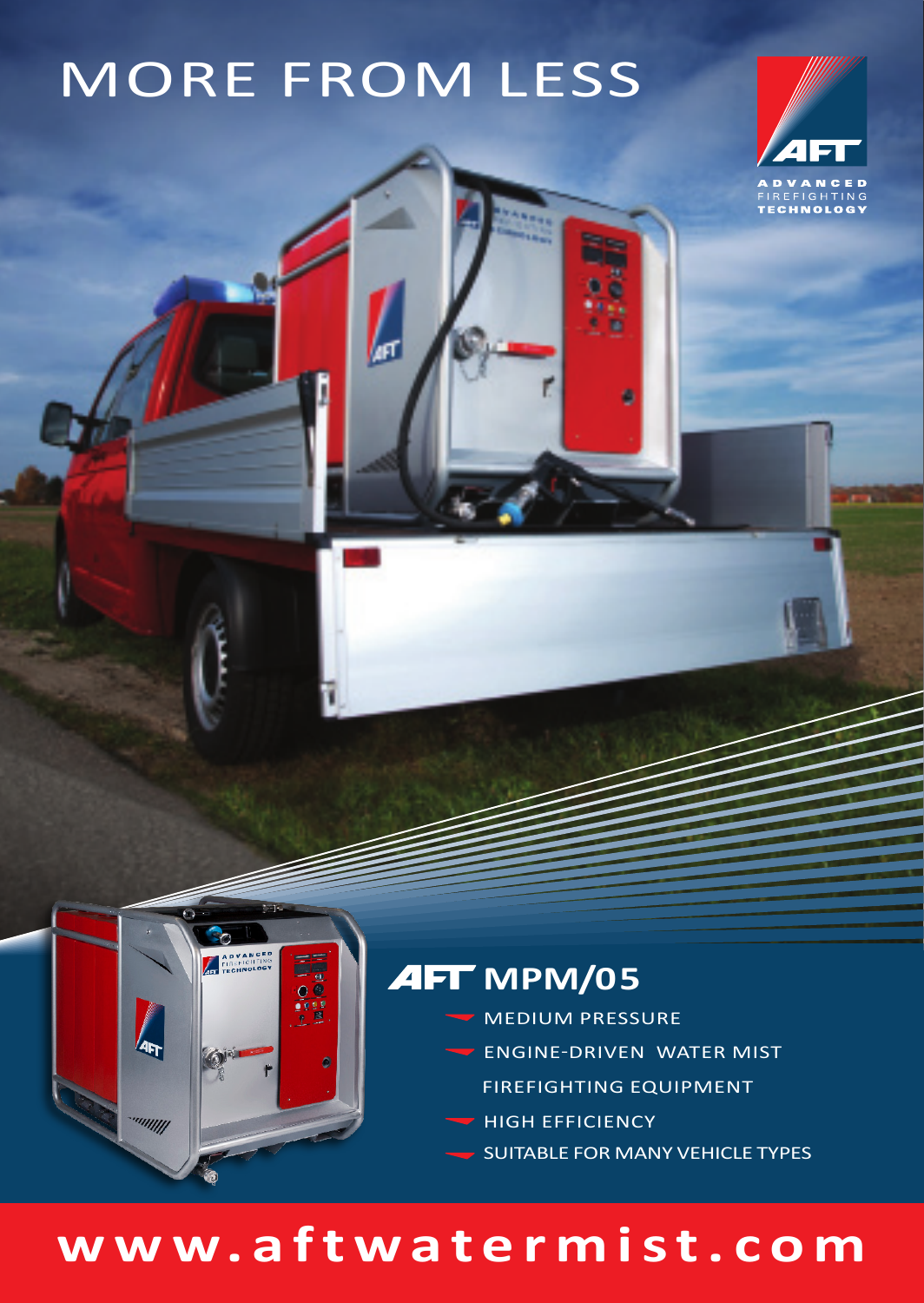# MORE FROM LESS

AFT
ADVANCED
FIREFIGHTING
TECHNOLOGY

## AFT MPM/05

- MEDIUM PRESSURE
- ENGINE-DRIVEN WATER MIST FIREFIGHTING EQUIPMENT
- HIGH EFFICIENCY
- SUITABLE FOR MANY VEHICLE TYPES

**www.aftwatermist.com**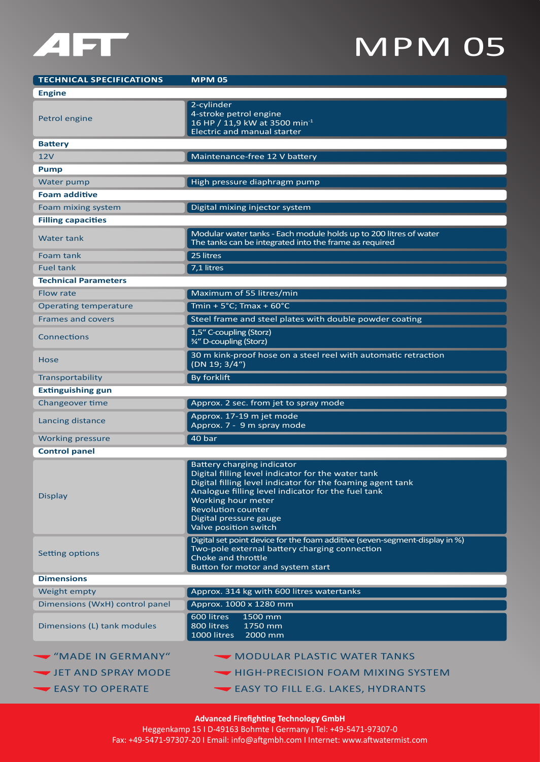# AFT

# MPM 05

| TECHNICAL SPECIFICATIONS | MPM 05 |
|---|---|
| **Engine** | |
| Petrol engine | 2-cylinder<br>4-stroke petrol engine<br>16 HP / 11,9 kW at 3500 min$^{-1}$<br>Electric and manual starter |
| **Battery** | |
| 12V | Maintenance-free 12 V battery |
| **Pump** | |
| Water pump | High pressure diaphragm pump |
| **Foam additive** | |
| Foam mixing system | Digital mixing injector system |
| **Filling capacities** | |
| Water tank | Modular water tanks - Each module holds up to 200 litres of water<br>The tanks can be integrated into the frame as required |
| Foam tank | 25 litres |
| Fuel tank | 7,1 litres |
| **Technical Parameters** | |
| Flow rate | Maximum of 55 litres/min |
| Operating temperature | Tmin + 5°C; Tmax + 60°C |
| Frames and covers | Steel frame and steel plates with double powder coating |
| Connections | 1,5" C-coupling (Storz)<br>¾" D-coupling (Storz) |
| Hose | 30 m kink-proof hose on a steel reel with automatic retraction (DN 19; 3/4") |
| Transportability | By forklift |
| **Extinguishing gun** | |
| Changeover time | Approx. 2 sec. from jet to spray mode |
| Lancing distance | Approx. 17-19 m jet mode<br>Approx. 7 - 9 m spray mode |
| Working pressure | 40 bar |
| **Control panel** | |
| Display | Battery charging indicator<br>Digital filling level indicator for the water tank<br>Digital filling level indicator for the foaming agent tank<br>Analogue filling level indicator for the fuel tank<br>Working hour meter<br>Revolution counter<br>Digital pressure gauge<br>Valve position switch |
| Setting options | Digital set point device for the foam additive (seven-segment-display in %)<br>Two-pole external battery charging connection<br>Choke and throttle<br>Button for motor and system start |
| **Dimensions** | |
| Weight empty | Approx. 314 kg with 600 litres watertanks |
| Dimensions (WxH) control panel | Approx. 1000 x 1280 mm |
| Dimensions (L) tank modules | 600 litres 1500 mm<br>800 litres 1750 mm<br>1000 litres 2000 mm |

- "MADE IN GERMANY"
- JET AND SPRAY MODE
- EASY TO OPERATE
- MODULAR PLASTIC WATER TANKS
- HIGH-PRECISION FOAM MIXING SYSTEM
- EASY TO FILL E.G. LAKES, HYDRANTS

**Advanced Firefighting Technology GmbH**
Heggenkamp 15 I D-49163 Bohmte I Germany I Tel: +49-5471-97307-0
Fax: +49-5471-97307-20 I Email: info@aftgmbh.com I Internet: www.aftwatermist.com